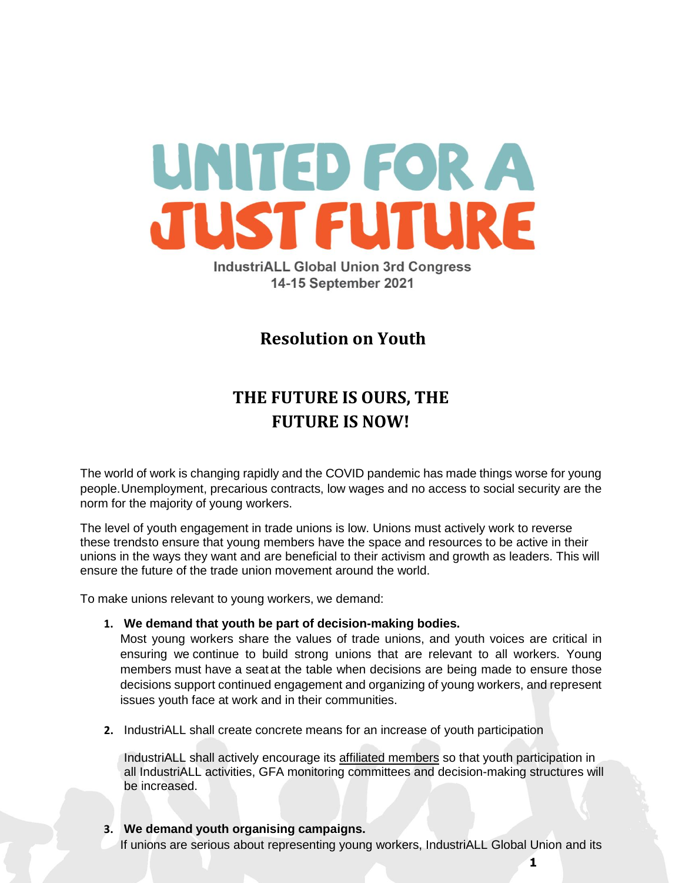# UNITED FOR A JUST FUTURE

IndustriALL Global Union 3rd Congress
14-15 September 2021

## Resolution on Youth

## THE FUTURE IS OURS, THE FUTURE IS NOW!

The world of work is changing rapidly and the COVID pandemic has made things worse for young people. Unemployment, precarious contracts, low wages and no access to social security are the norm for the majority of young workers.

The level of youth engagement in trade unions is low. Unions must actively work to reverse these trends to ensure that young members have the space and resources to be active in their unions in the ways they want and are beneficial to their activism and growth as leaders. This will ensure the future of the trade union movement around the world.

To make unions relevant to young workers, we demand:

1. **We demand that youth be part of decision-making bodies.**
   Most young workers share the values of trade unions, and youth voices are critical in ensuring we continue to build strong unions that are relevant to all workers. Young members must have a seat at the table when decisions are being made to ensure those decisions support continued engagement and organizing of young workers, and represent issues youth face at work and in their communities.

2. IndustriALL shall create concrete means for an increase of youth participation

   IndustriALL shall actively encourage its affiliated members so that youth participation in all IndustriALL activities, GFA monitoring committees and decision-making structures will be increased.

3. **We demand youth organising campaigns.**
   If unions are serious about representing young workers, IndustriALL Global Union and its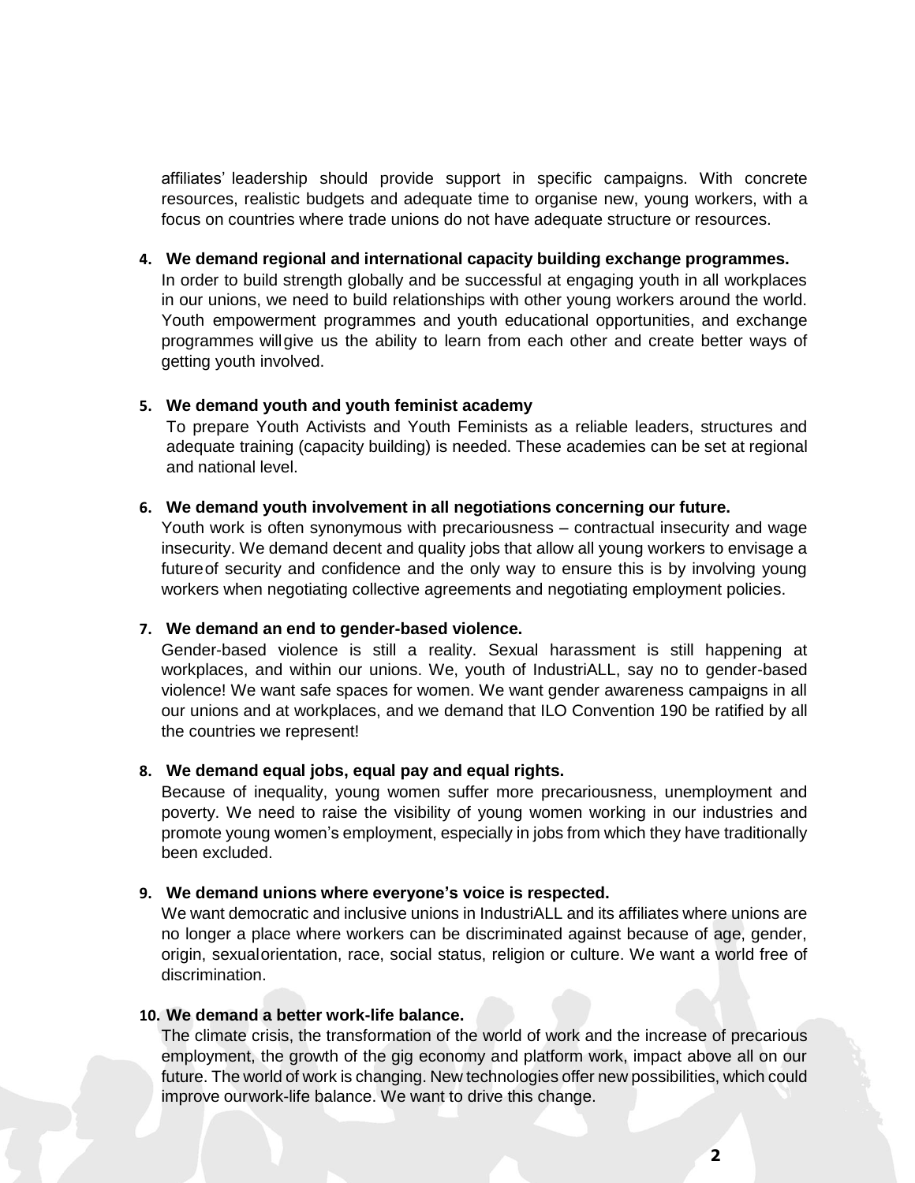affiliates' leadership should provide support in specific campaigns. With concrete resources, realistic budgets and adequate time to organise new, young workers, with a focus on countries where trade unions do not have adequate structure or resources.

4. **We demand regional and international capacity building exchange programmes.**
   In order to build strength globally and be successful at engaging youth in all workplaces in our unions, we need to build relationships with other young workers around the world. Youth empowerment programmes and youth educational opportunities, and exchange programmes willgive us the ability to learn from each other and create better ways of getting youth involved.

5. **We demand youth and youth feminist academy**
   To prepare Youth Activists and Youth Feminists as a reliable leaders, structures and adequate training (capacity building) is needed. These academies can be set at regional and national level.

6. **We demand youth involvement in all negotiations concerning our future.**
   Youth work is often synonymous with precariousness – contractual insecurity and wage insecurity. We demand decent and quality jobs that allow all young workers to envisage a futureof security and confidence and the only way to ensure this is by involving young workers when negotiating collective agreements and negotiating employment policies.

7. **We demand an end to gender-based violence.**
   Gender-based violence is still a reality. Sexual harassment is still happening at workplaces, and within our unions. We, youth of IndustriALL, say no to gender-based violence! We want safe spaces for women. We want gender awareness campaigns in all our unions and at workplaces, and we demand that ILO Convention 190 be ratified by all the countries we represent!

8. **We demand equal jobs, equal pay and equal rights.**
   Because of inequality, young women suffer more precariousness, unemployment and poverty. We need to raise the visibility of young women working in our industries and promote young women's employment, especially in jobs from which they have traditionally been excluded.

9. **We demand unions where everyone's voice is respected.**
   We want democratic and inclusive unions in IndustriALL and its affiliates where unions are no longer a place where workers can be discriminated against because of age, gender, origin, sexualorientation, race, social status, religion or culture. We want a world free of discrimination.

10. **We demand a better work-life balance.**
    The climate crisis, the transformation of the world of work and the increase of precarious employment, the growth of the gig economy and platform work, impact above all on our future. The world of work is changing. New technologies offer new possibilities, which could improve ourwork-life balance. We want to drive this change.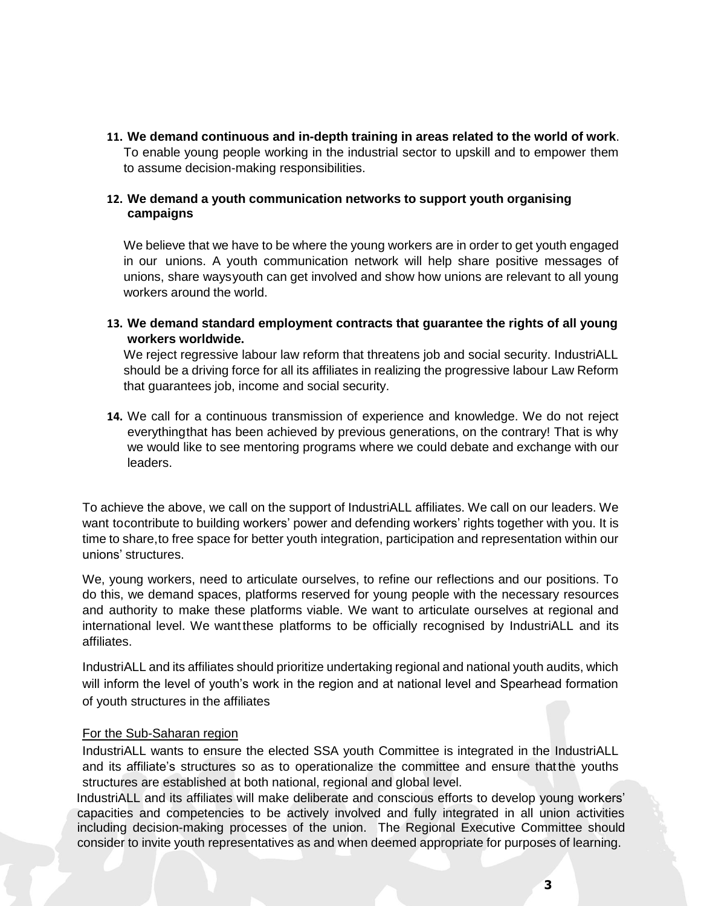11. **We demand continuous and in-depth training in areas related to the world of work**. To enable young people working in the industrial sector to upskill and to empower them to assume decision-making responsibilities.

12. **We demand a youth communication networks to support youth organising campaigns**

    We believe that we have to be where the young workers are in order to get youth engaged in our unions. A youth communication network will help share positive messages of unions, share waysyouth can get involved and show how unions are relevant to all young workers around the world.

13. **We demand standard employment contracts that guarantee the rights of all young workers worldwide.**
    We reject regressive labour law reform that threatens job and social security. IndustriALL should be a driving force for all its affiliates in realizing the progressive labour Law Reform that guarantees job, income and social security.

14. We call for a continuous transmission of experience and knowledge. We do not reject everythingthat has been achieved by previous generations, on the contrary! That is why we would like to see mentoring programs where we could debate and exchange with our leaders.

To achieve the above, we call on the support of IndustriALL affiliates. We call on our leaders. We want tocontribute to building workers' power and defending workers' rights together with you. It is time to share,to free space for better youth integration, participation and representation within our unions' structures.

We, young workers, need to articulate ourselves, to refine our reflections and our positions. To do this, we demand spaces, platforms reserved for young people with the necessary resources and authority to make these platforms viable. We want to articulate ourselves at regional and international level. We wantthese platforms to be officially recognised by IndustriALL and its affiliates.

IndustriALL and its affiliates should prioritize undertaking regional and national youth audits, which will inform the level of youth's work in the region and at national level and Spearhead formation of youth structures in the affiliates

For the Sub-Saharan region

IndustriALL wants to ensure the elected SSA youth Committee is integrated in the IndustriALL and its affiliate's structures so as to operationalize the committee and ensure thatthe youths structures are established at both national, regional and global level.
IndustriALL and its affiliates will make deliberate and conscious efforts to develop young workers' capacities and competencies to be actively involved and fully integrated in all union activities including decision-making processes of the union. The Regional Executive Committee should consider to invite youth representatives as and when deemed appropriate for purposes of learning.